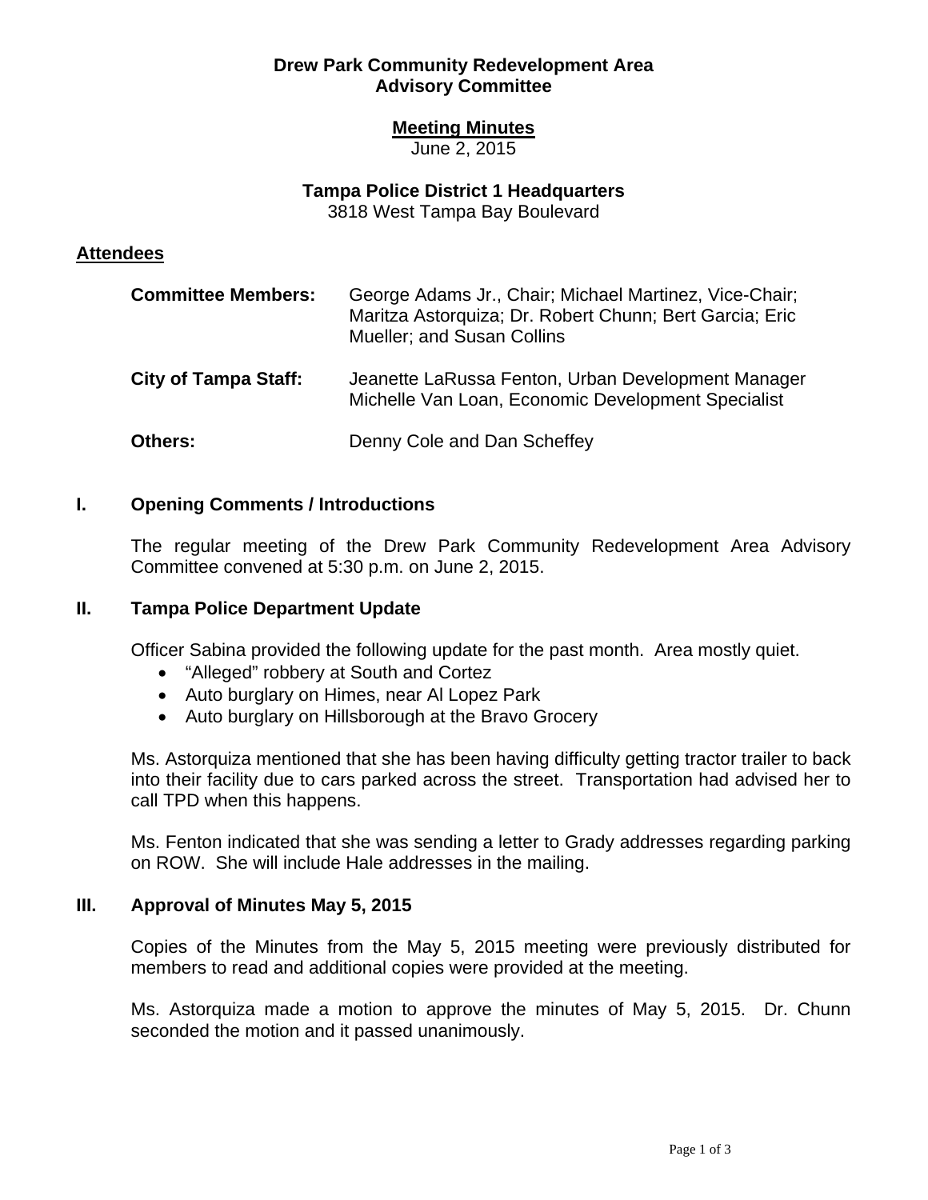**Drew Park Community Redevelopment Area**
**Advisory Committee**

**Meeting Minutes**
June 2, 2015

**Tampa Police District 1 Headquarters**
3818 West Tampa Bay Boulevard

## Attendees

**Committee Members:** George Adams Jr., Chair; Michael Martinez, Vice-Chair; Maritza Astorquiza; Dr. Robert Chunn; Bert Garcia; Eric Mueller; and Susan Collins

**City of Tampa Staff:** Jeanette LaRussa Fenton, Urban Development Manager
Michelle Van Loan, Economic Development Specialist

**Others:** Denny Cole and Dan Scheffey

## I. Opening Comments / Introductions

The regular meeting of the Drew Park Community Redevelopment Area Advisory Committee convened at 5:30 p.m. on June 2, 2015.

## II. Tampa Police Department Update

Officer Sabina provided the following update for the past month. Area mostly quiet.

- "Alleged" robbery at South and Cortez
- Auto burglary on Himes, near Al Lopez Park
- Auto burglary on Hillsborough at the Bravo Grocery

Ms. Astorquiza mentioned that she has been having difficulty getting tractor trailer to back into their facility due to cars parked across the street. Transportation had advised her to call TPD when this happens.

Ms. Fenton indicated that she was sending a letter to Grady addresses regarding parking on ROW. She will include Hale addresses in the mailing.

## III. Approval of Minutes May 5, 2015

Copies of the Minutes from the May 5, 2015 meeting were previously distributed for members to read and additional copies were provided at the meeting.

Ms. Astorquiza made a motion to approve the minutes of May 5, 2015. Dr. Chunn seconded the motion and it passed unanimously.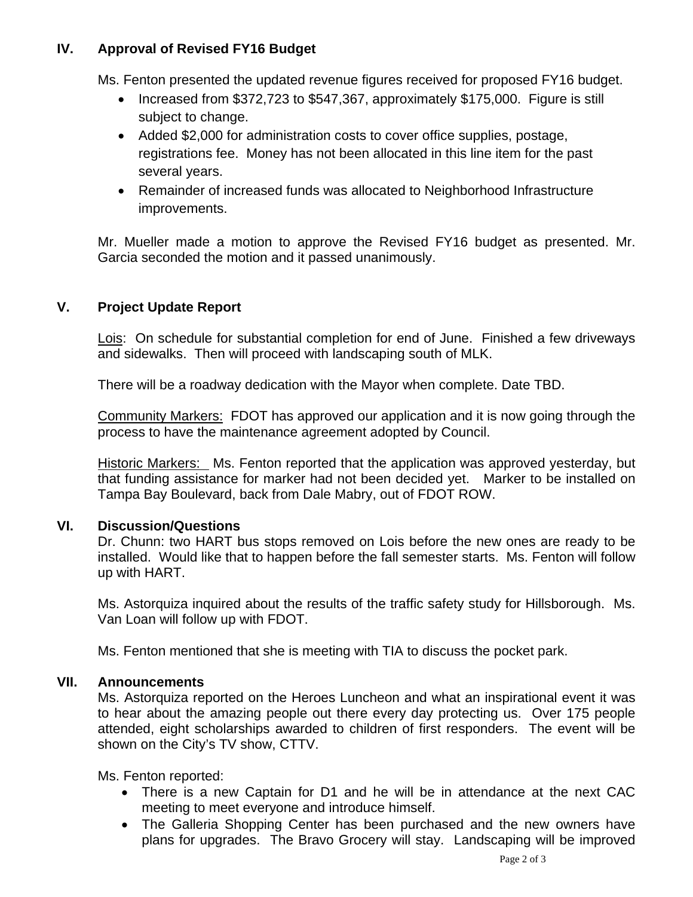## IV. Approval of Revised FY16 Budget

Ms. Fenton presented the updated revenue figures received for proposed FY16 budget.

- Increased from $372,723 to $547,367, approximately $175,000. Figure is still subject to change.
- Added $2,000 for administration costs to cover office supplies, postage, registrations fee. Money has not been allocated in this line item for the past several years.
- Remainder of increased funds was allocated to Neighborhood Infrastructure improvements.

Mr. Mueller made a motion to approve the Revised FY16 budget as presented. Mr. Garcia seconded the motion and it passed unanimously.

## V. Project Update Report

Lois: On schedule for substantial completion for end of June. Finished a few driveways and sidewalks. Then will proceed with landscaping south of MLK.

There will be a roadway dedication with the Mayor when complete. Date TBD.

Community Markers: FDOT has approved our application and it is now going through the process to have the maintenance agreement adopted by Council.

Historic Markers: Ms. Fenton reported that the application was approved yesterday, but that funding assistance for marker had not been decided yet. Marker to be installed on Tampa Bay Boulevard, back from Dale Mabry, out of FDOT ROW.

## VI. Discussion/Questions

Dr. Chunn: two HART bus stops removed on Lois before the new ones are ready to be installed. Would like that to happen before the fall semester starts. Ms. Fenton will follow up with HART.

Ms. Astorquiza inquired about the results of the traffic safety study for Hillsborough. Ms. Van Loan will follow up with FDOT.

Ms. Fenton mentioned that she is meeting with TIA to discuss the pocket park.

## VII. Announcements

Ms. Astorquiza reported on the Heroes Luncheon and what an inspirational event it was to hear about the amazing people out there every day protecting us. Over 175 people attended, eight scholarships awarded to children of first responders. The event will be shown on the City's TV show, CTTV.

Ms. Fenton reported:

- There is a new Captain for D1 and he will be in attendance at the next CAC meeting to meet everyone and introduce himself.
- The Galleria Shopping Center has been purchased and the new owners have plans for upgrades. The Bravo Grocery will stay. Landscaping will be improved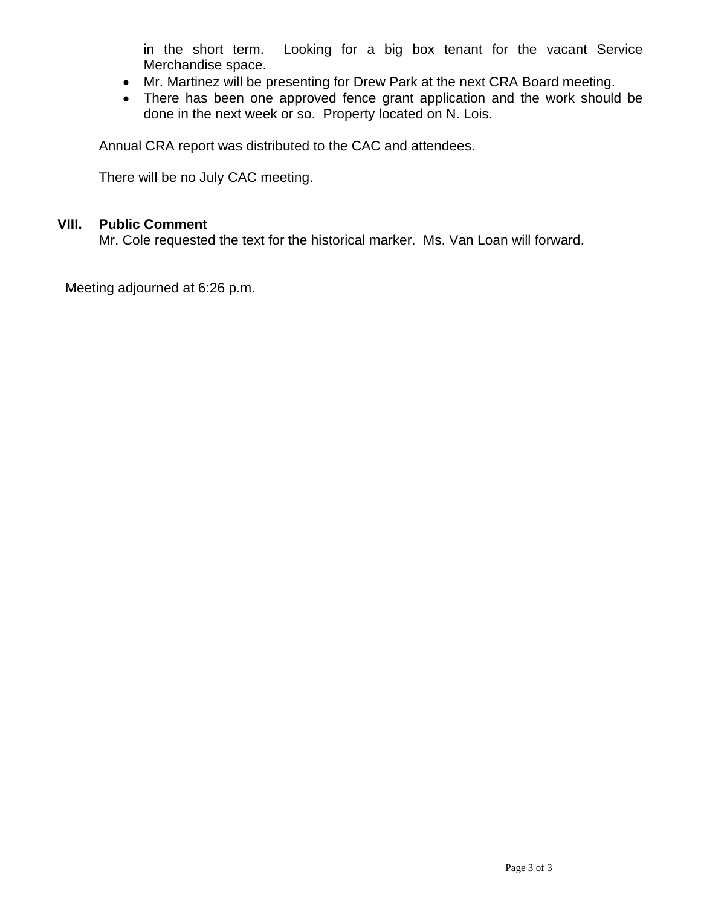in the short term. Looking for a big box tenant for the vacant Service Merchandise space.

- Mr. Martinez will be presenting for Drew Park at the next CRA Board meeting.
- There has been one approved fence grant application and the work should be done in the next week or so. Property located on N. Lois.

Annual CRA report was distributed to the CAC and attendees.

There will be no July CAC meeting.

**VIII. Public Comment**

Mr. Cole requested the text for the historical marker. Ms. Van Loan will forward.

Meeting adjourned at 6:26 p.m.